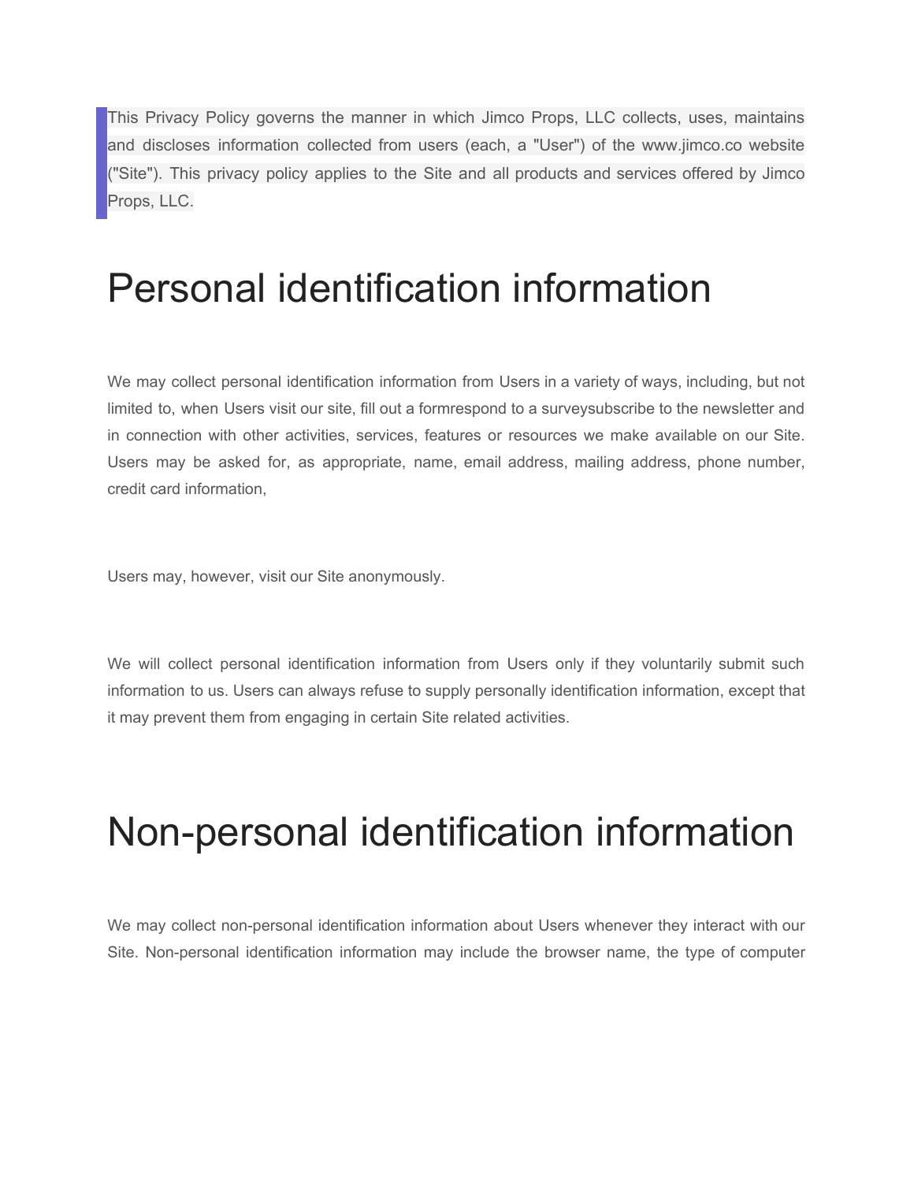> This Privacy Policy governs the manner in which Jimco Props, LLC collects, uses, maintains and discloses information collected from users (each, a "User") of the www.jimco.co website ("Site"). This privacy policy applies to the Site and all products and services offered by Jimco Props, LLC.

# Personal identification information

We may collect personal identification information from Users in a variety of ways, including, but not limited to, when Users visit our site, fill out a formrespond to a surveysubscribe to the newsletter and in connection with other activities, services, features or resources we make available on our Site. Users may be asked for, as appropriate, name, email address, mailing address, phone number, credit card information,

Users may, however, visit our Site anonymously.

We will collect personal identification information from Users only if they voluntarily submit such information to us. Users can always refuse to supply personally identification information, except that it may prevent them from engaging in certain Site related activities.

# Non-personal identification information

We may collect non-personal identification information about Users whenever they interact with our Site. Non-personal identification information may include the browser name, the type of computer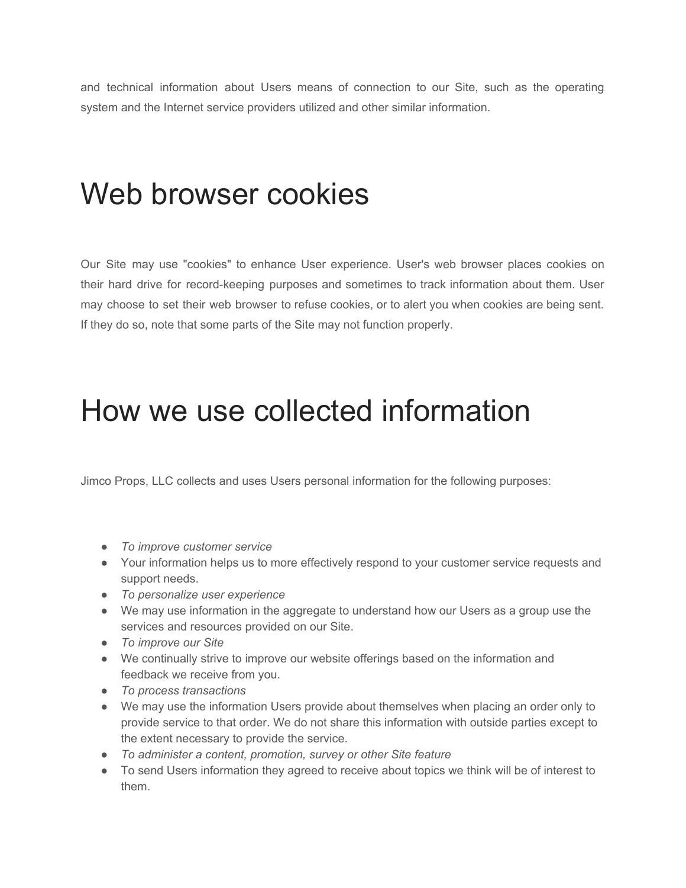and technical information about Users means of connection to our Site, such as the operating system and the Internet service providers utilized and other similar information.

# Web browser cookies

Our Site may use "cookies" to enhance User experience. User's web browser places cookies on their hard drive for record-keeping purposes and sometimes to track information about them. User may choose to set their web browser to refuse cookies, or to alert you when cookies are being sent. If they do so, note that some parts of the Site may not function properly.

# How we use collected information

Jimco Props, LLC collects and uses Users personal information for the following purposes:

- *To improve customer service*
- Your information helps us to more effectively respond to your customer service requests and support needs.
- *To personalize user experience*
- We may use information in the aggregate to understand how our Users as a group use the services and resources provided on our Site.
- *To improve our Site*
- We continually strive to improve our website offerings based on the information and feedback we receive from you.
- *To process transactions*
- We may use the information Users provide about themselves when placing an order only to provide service to that order. We do not share this information with outside parties except to the extent necessary to provide the service.
- *To administer a content, promotion, survey or other Site feature*
- To send Users information they agreed to receive about topics we think will be of interest to them.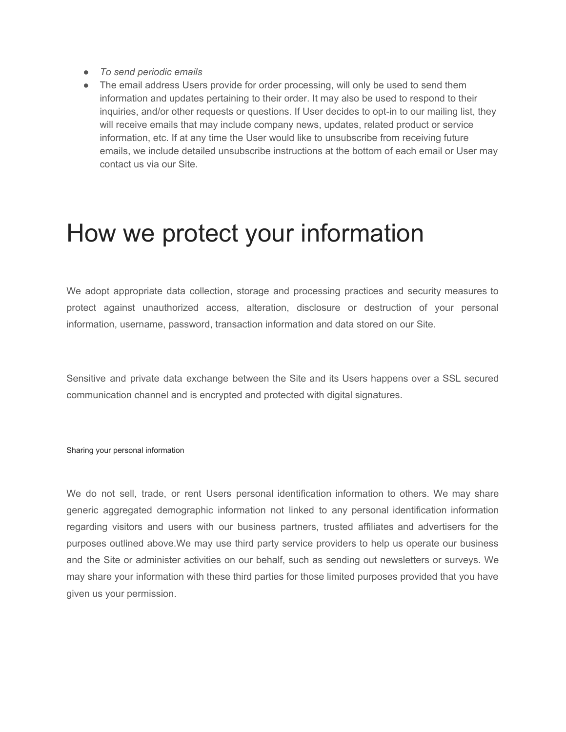- *To send periodic emails*
- The email address Users provide for order processing, will only be used to send them information and updates pertaining to their order. It may also be used to respond to their inquiries, and/or other requests or questions. If User decides to opt-in to our mailing list, they will receive emails that may include company news, updates, related product or service information, etc. If at any time the User would like to unsubscribe from receiving future emails, we include detailed unsubscribe instructions at the bottom of each email or User may contact us via our Site.

# How we protect your information

We adopt appropriate data collection, storage and processing practices and security measures to protect against unauthorized access, alteration, disclosure or destruction of your personal information, username, password, transaction information and data stored on our Site.

Sensitive and private data exchange between the Site and its Users happens over a SSL secured communication channel and is encrypted and protected with digital signatures.

Sharing your personal information

We do not sell, trade, or rent Users personal identification information to others. We may share generic aggregated demographic information not linked to any personal identification information regarding visitors and users with our business partners, trusted affiliates and advertisers for the purposes outlined above.We may use third party service providers to help us operate our business and the Site or administer activities on our behalf, such as sending out newsletters or surveys. We may share your information with these third parties for those limited purposes provided that you have given us your permission.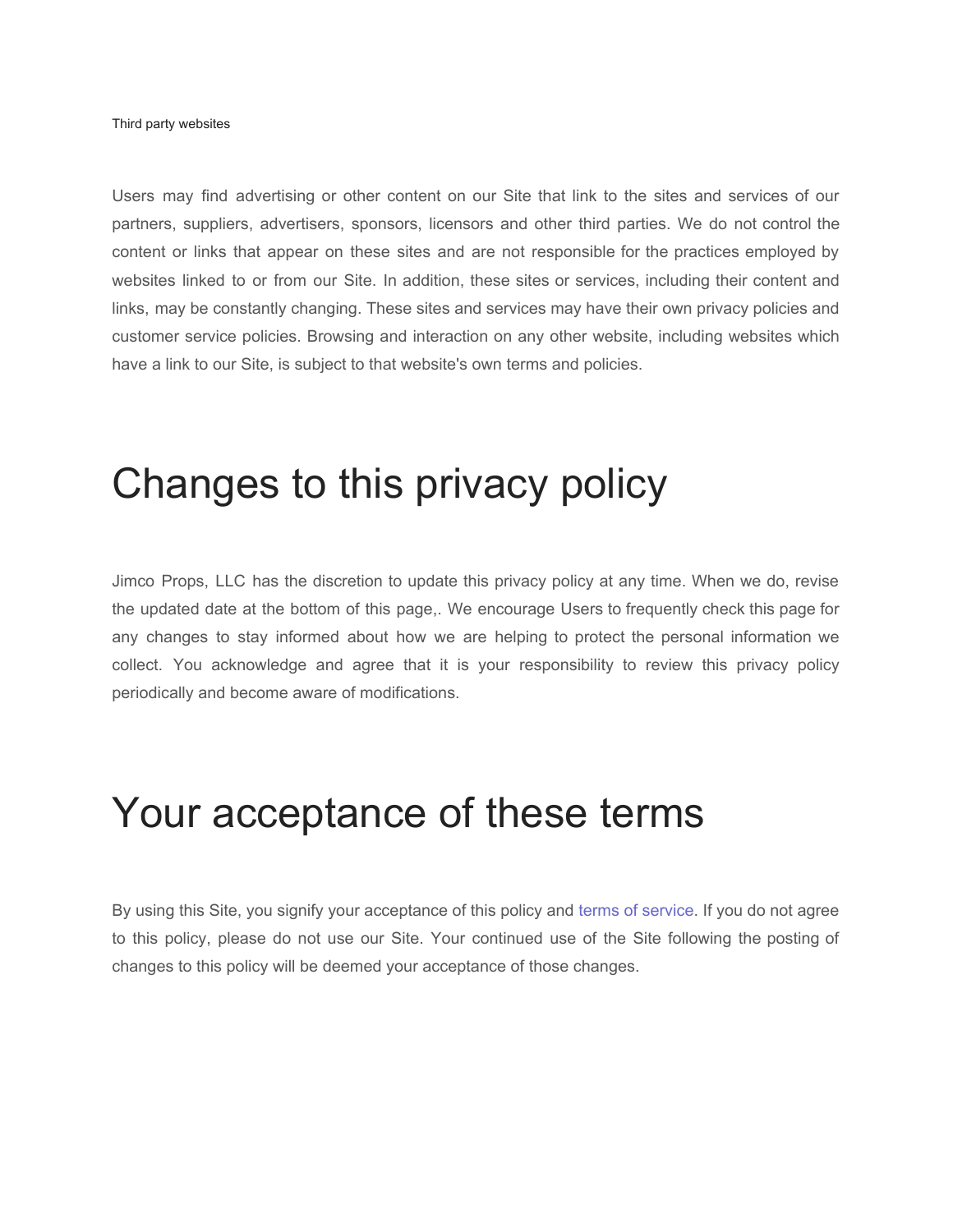Third party websites

Users may find advertising or other content on our Site that link to the sites and services of our partners, suppliers, advertisers, sponsors, licensors and other third parties. We do not control the content or links that appear on these sites and are not responsible for the practices employed by websites linked to or from our Site. In addition, these sites or services, including their content and links, may be constantly changing. These sites and services may have their own privacy policies and customer service policies. Browsing and interaction on any other website, including websites which have a link to our Site, is subject to that website's own terms and policies.

# Changes to this privacy policy

Jimco Props, LLC has the discretion to update this privacy policy at any time. When we do, revise the updated date at the bottom of this page,. We encourage Users to frequently check this page for any changes to stay informed about how we are helping to protect the personal information we collect. You acknowledge and agree that it is your responsibility to review this privacy policy periodically and become aware of modifications.

# Your acceptance of these terms

By using this Site, you signify your acceptance of this policy and terms of service. If you do not agree to this policy, please do not use our Site. Your continued use of the Site following the posting of changes to this policy will be deemed your acceptance of those changes.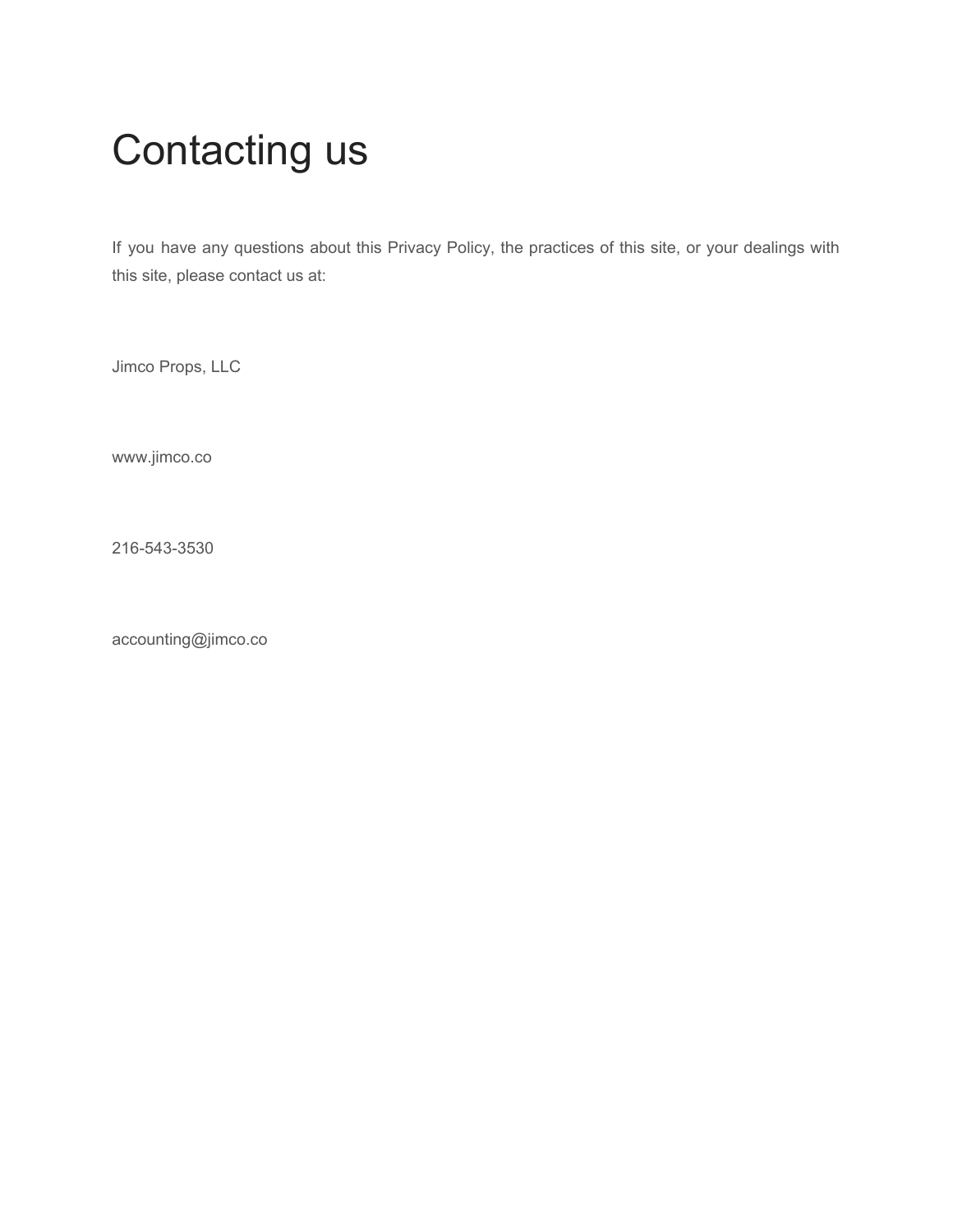# Contacting us

If you have any questions about this Privacy Policy, the practices of this site, or your dealings with this site, please contact us at:

Jimco Props, LLC

www.jimco.co

216-543-3530

accounting@jimco.co